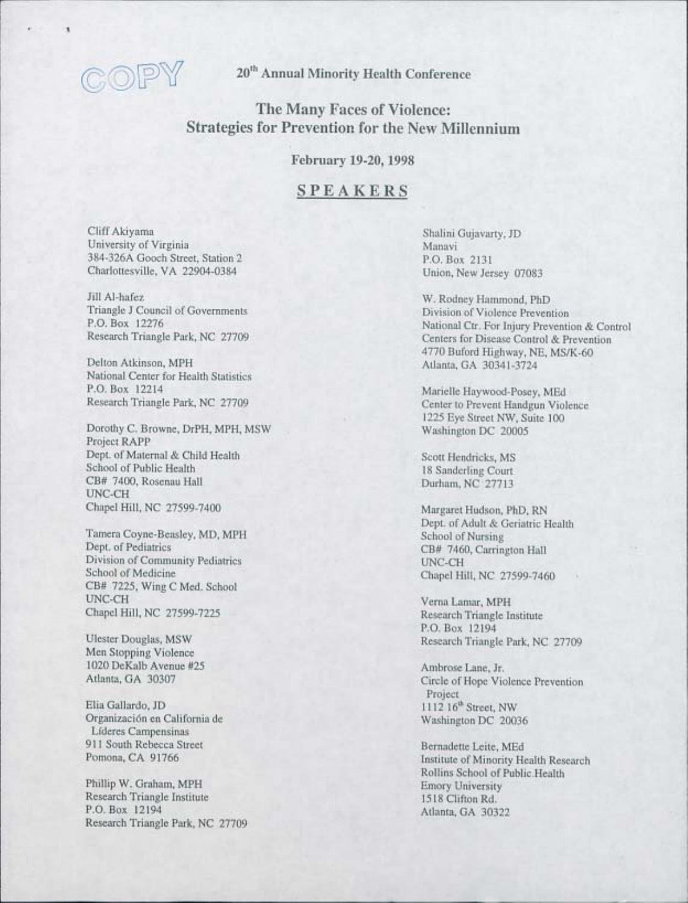COPY

20th Annual Minority Health Conference

# The Many Faces of Violence: Strategies for Prevention for the New Millennium

February 19-20, 1998

## SPEAKERS

Cliff Akiyama
University of Virginia
384-326A Gooch Street, Station 2
Charlottesville, VA 22904-0384

Jill Al-hafez
Triangle J Council of Governments
P.O. Box 12276
Research Triangle Park, NC 27709

Delton Atkinson, MPH
National Center for Health Statistics
P.O. Box 12214
Research Triangle Park, NC 27709

Dorothy C. Browne, DrPH, MPH, MSW
Project RAPP
Dept. of Maternal & Child Health
School of Public Health
CB# 7400, Rosenau Hall
UNC-CH
Chapel Hill, NC 27599-7400

Tamera Coyne-Beasley, MD, MPH
Dept. of Pediatrics
Division of Community Pediatrics
School of Medicine
CB# 7225, Wing C Med. School
UNC-CH
Chapel Hill, NC 27599-7225

Ulester Douglas, MSW
Men Stopping Violence
1020 DeKalb Avenue #25
Atlanta, GA 30307

Elia Gallardo, JD
Organización en California de
Líderes Campensinas
911 South Rebecca Street
Pomona, CA 91766

Phillip W. Graham, MPH
Research Triangle Institute
P.O. Box 12194
Research Triangle Park, NC 27709

Shalini Gujavarty, JD
Manavi
P.O. Box 2131
Union, New Jersey 07083

W. Rodney Hammond, PhD
Division of Violence Prevention
National Ctr. For Injury Prevention & Control
Centers for Disease Control & Prevention
4770 Buford Highway, NE, MS/K-60
Atlanta, GA 30341-3724

Marielle Haywood-Posey, MEd
Center to Prevent Handgun Violence
1225 Eye Street NW, Suite 100
Washington DC 20005

Scott Hendricks, MS
18 Sanderling Court
Durham, NC 27713

Margaret Hudson, PhD, RN
Dept. of Adult & Geriatric Health
School of Nursing
CB# 7460, Carrington Hall
UNC-CH
Chapel Hill, NC 27599-7460

Verna Lamar, MPH
Research Triangle Institute
P.O. Box 12194
Research Triangle Park, NC 27709

Ambrose Lane, Jr.
Circle of Hope Violence Prevention
Project
1112 16th Street, NW
Washington DC 20036

Bernadette Leite, MEd
Institute of Minority Health Research
Rollins School of Public Health
Emory University
1518 Clifton Rd.
Atlanta, GA 30322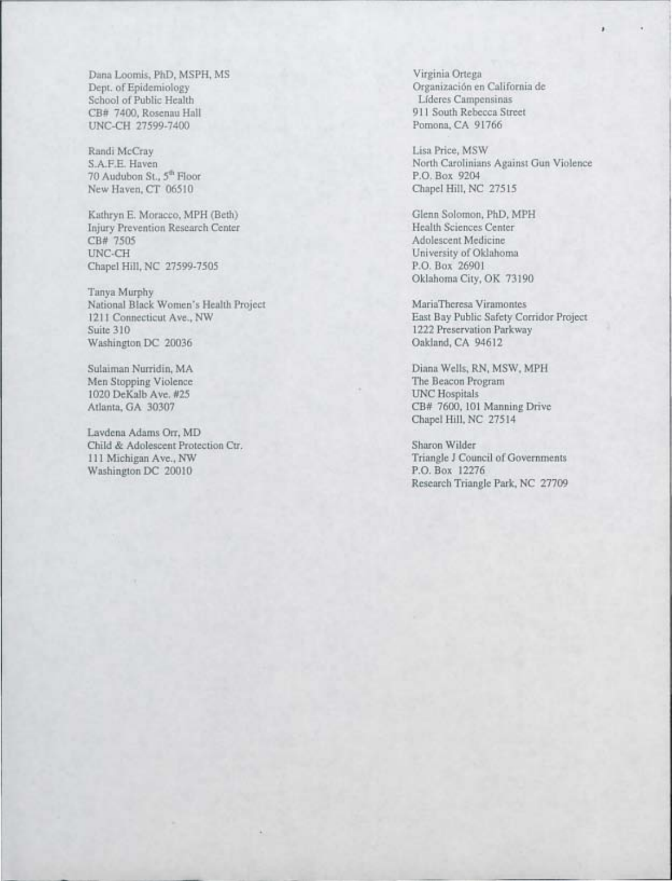Dana Loomis, PhD, MSPH, MS
Dept. of Epidemiology
School of Public Health
CB# 7400, Rosenau Hall
UNC-CH 27599-7400

Randi McCray
S.A.F.E. Haven
70 Audubon St., 5[th] Floor
New Haven, CT 06510

Kathryn E. Moracco, MPH (Beth)
Injury Prevention Research Center
CB# 7505
UNC-CH
Chapel Hill, NC 27599-7505

Tanya Murphy
National Black Women's Health Project
1211 Connecticut Ave., NW
Suite 310
Washington DC 20036

Sulaiman Nurridin, MA
Men Stopping Violence
1020 DeKalb Ave. #25
Atlanta, GA 30307

Lavdena Adams Orr, MD
Child & Adolescent Protection Ctr.
111 Michigan Ave., NW
Washington DC 20010

Virginia Ortega
Organización en California de
Líderes Campensinas
911 South Rebecca Street
Pomona, CA 91766

Lisa Price, MSW
North Carolinians Against Gun Violence
P.O. Box 9204
Chapel Hill, NC 27515

Glenn Solomon, PhD, MPH
Health Sciences Center
Adolescent Medicine
University of Oklahoma
P.O. Box 26901
Oklahoma City, OK 73190

MariaTheresa Viramontes
East Bay Public Safety Corridor Project
1222 Preservation Parkway
Oakland, CA 94612

Diana Wells, RN, MSW, MPH
The Beacon Program
UNC Hospitals
CB# 7600, 101 Manning Drive
Chapel Hill, NC 27514

Sharon Wilder
Triangle J Council of Governments
P.O. Box 12276
Research Triangle Park, NC 27709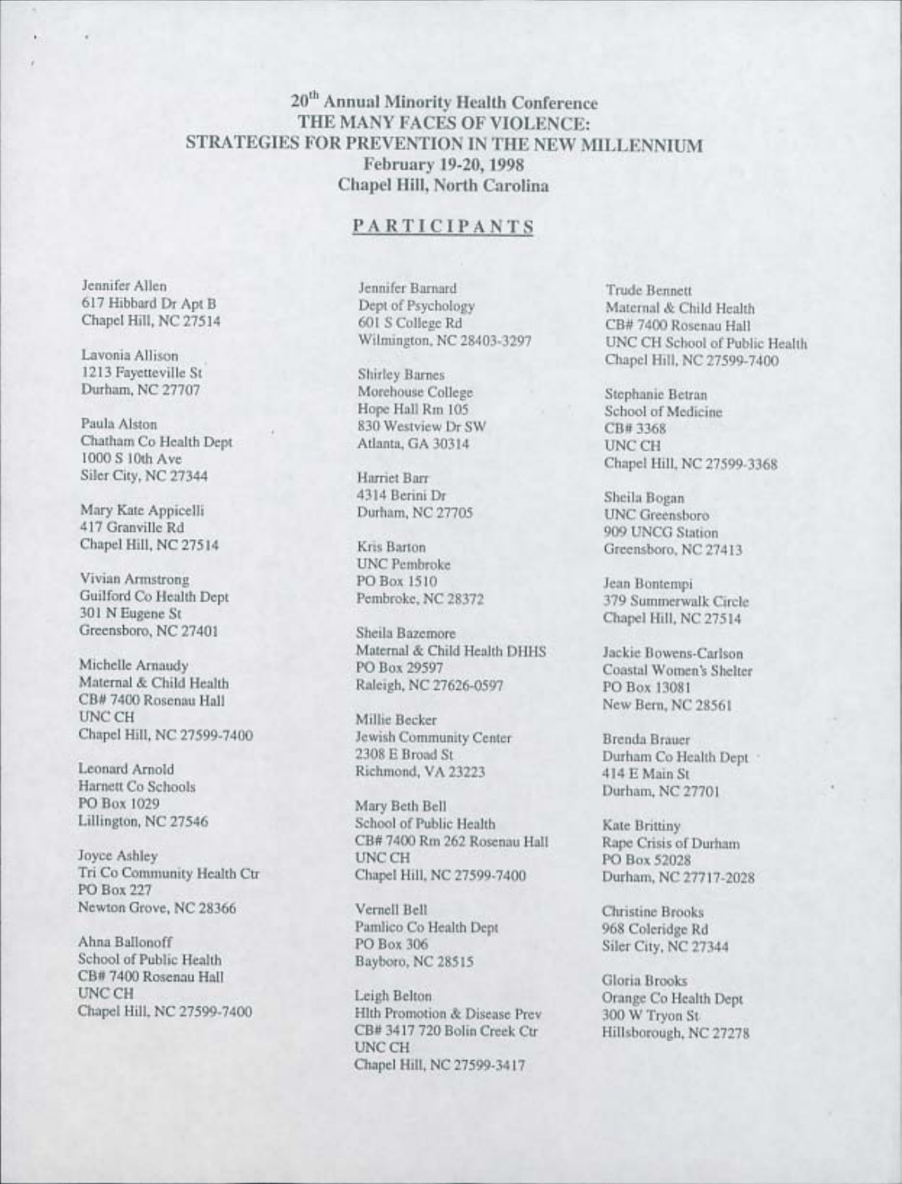**20[th] Annual Minority Health Conference**
**THE MANY FACES OF VIOLENCE:**
**STRATEGIES FOR PREVENTION IN THE NEW MILLENNIUM**
**February 19-20, 1998**
**Chapel Hill, North Carolina**

## PARTICIPANTS

Jennifer Allen
617 Hibbard Dr Apt B
Chapel Hill, NC 27514

Lavonia Allison
1213 Fayetteville St
Durham, NC 27707

Paula Alston
Chatham Co Health Dept
1000 S 10th Ave
Siler City, NC 27344

Mary Kate Appicelli
417 Granville Rd
Chapel Hill, NC 27514

Vivian Armstrong
Guilford Co Health Dept
301 N Eugene St
Greensboro, NC 27401

Michelle Arnaudy
Maternal & Child Health
CB# 7400 Rosenau Hall
UNC CH
Chapel Hill, NC 27599-7400

Leonard Arnold
Harnett Co Schools
PO Box 1029
Lillington, NC 27546

Joyce Ashley
Tri Co Community Health Ctr
PO Box 227
Newton Grove, NC 28366

Ahna Ballonoff
School of Public Health
CB# 7400 Rosenau Hall
UNC CH
Chapel Hill, NC 27599-7400

Jennifer Barnard
Dept of Psychology
601 S College Rd
Wilmington, NC 28403-3297

Shirley Barnes
Morehouse College
Hope Hall Rm 105
830 Westview Dr SW
Atlanta, GA 30314

Harriet Barr
4314 Berini Dr
Durham, NC 27705

Kris Barton
UNC Pembroke
PO Box 1510
Pembroke, NC 28372

Sheila Bazemore
Maternal & Child Health DHHS
PO Box 29597
Raleigh, NC 27626-0597

Millie Becker
Jewish Community Center
2308 E Broad St
Richmond, VA 23223

Mary Beth Bell
School of Public Health
CB# 7400 Rm 262 Rosenau Hall
UNC CH
Chapel Hill, NC 27599-7400

Vernell Bell
Pamlico Co Health Dept
PO Box 306
Bayboro, NC 28515

Leigh Belton
Hlth Promotion & Disease Prev
CB# 3417 720 Bolin Creek Ctr
UNC CH
Chapel Hill, NC 27599-3417

Trude Bennett
Maternal & Child Health
CB# 7400 Rosenau Hall
UNC CH School of Public Health
Chapel Hill, NC 27599-7400

Stephanie Betran
School of Medicine
CB# 3368
UNC CH
Chapel Hill, NC 27599-3368

Sheila Bogan
UNC Greensboro
909 UNCG Station
Greensboro, NC 27413

Jean Bontempi
379 Summerwalk Circle
Chapel Hill, NC 27514

Jackie Bowens-Carlson
Coastal Women's Shelter
PO Box 13081
New Bern, NC 28561

Brenda Brauer
Durham Co Health Dept
414 E Main St
Durham, NC 27701

Kate Brittiny
Rape Crisis of Durham
PO Box 52028
Durham, NC 27717-2028

Christine Brooks
968 Coleridge Rd
Siler City, NC 27344

Gloria Brooks
Orange Co Health Dept
300 W Tryon St
Hillsborough, NC 27278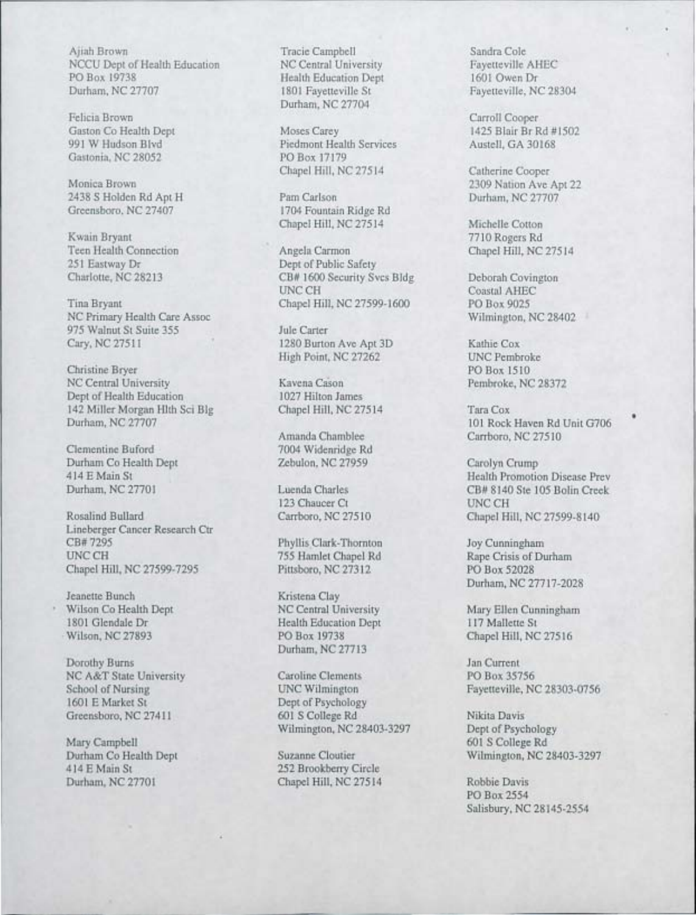Ajiah Brown
NCCU Dept of Health Education
PO Box 19738
Durham, NC 27707

Felicia Brown
Gaston Co Health Dept
991 W Hudson Blvd
Gastonia, NC 28052

Monica Brown
2438 S Holden Rd Apt H
Greensboro, NC 27407

Kwain Bryant
Teen Health Connection
251 Eastway Dr
Charlotte, NC 28213

Tina Bryant
NC Primary Health Care Assoc
975 Walnut St Suite 355
Cary, NC 27511

Christine Bryer
NC Central University
Dept of Health Education
142 Miller Morgan Hlth Sci Blg
Durham, NC 27707

Clementine Buford
Durham Co Health Dept
414 E Main St
Durham, NC 27701

Rosalind Bullard
Lineberger Cancer Research Ctr
CB# 7295
UNC CH
Chapel Hill, NC 27599-7295

Jeanette Bunch
Wilson Co Health Dept
1801 Glendale Dr
Wilson, NC 27893

Dorothy Burns
NC A&T State University
School of Nursing
1601 E Market St
Greensboro, NC 27411

Mary Campbell
Durham Co Health Dept
414 E Main St
Durham, NC 27701

Tracie Campbell
NC Central University
Health Education Dept
1801 Fayetteville St
Durham, NC 27704

Moses Carey
Piedmont Health Services
PO Box 17179
Chapel Hill, NC 27514

Pam Carlson
1704 Fountain Ridge Rd
Chapel Hill, NC 27514

Angela Carmon
Dept of Public Safety
CB# 1600 Security Svcs Bldg
UNC CH
Chapel Hill, NC 27599-1600

Jule Carter
1280 Burton Ave Apt 3D
High Point, NC 27262

Kavena Cason
1027 Hilton James
Chapel Hill, NC 27514

Amanda Chamblee
7004 Widenridge Rd
Zebulon, NC 27959

Luenda Charles
123 Chaucer Ct
Carrboro, NC 27510

Phyllis Clark-Thornton
755 Hamlet Chapel Rd
Pittsboro, NC 27312

Kristena Clay
NC Central University
Health Education Dept
PO Box 19738
Durham, NC 27713

Caroline Clements
UNC Wilmington
Dept of Psychology
601 S College Rd
Wilmington, NC 28403-3297

Suzanne Cloutier
252 Brookberry Circle
Chapel Hill, NC 27514

Sandra Cole
Fayetteville AHEC
1601 Owen Dr
Fayetteville, NC 28304

Carroll Cooper
1425 Blair Br Rd #1502
Austell, GA 30168

Catherine Cooper
2309 Nation Ave Apt 22
Durham, NC 27707

Michelle Cotton
7710 Rogers Rd
Chapel Hill, NC 27514

Deborah Covington
Coastal AHEC
PO Box 9025
Wilmington, NC 28402

Kathie Cox
UNC Pembroke
PO Box 1510
Pembroke, NC 28372

Tara Cox
101 Rock Haven Rd Unit G706
Carrboro, NC 27510

Carolyn Crump
Health Promotion Disease Prev
CB# 8140 Ste 105 Bolin Creek
UNC CH
Chapel Hill, NC 27599-8140

Joy Cunningham
Rape Crisis of Durham
PO Box 52028
Durham, NC 27717-2028

Mary Ellen Cunningham
117 Mallette St
Chapel Hill, NC 27516

Jan Current
PO Box 35756
Fayetteville, NC 28303-0756

Nikita Davis
Dept of Psychology
601 S College Rd
Wilmington, NC 28403-3297

Robbie Davis
PO Box 2554
Salisbury, NC 28145-2554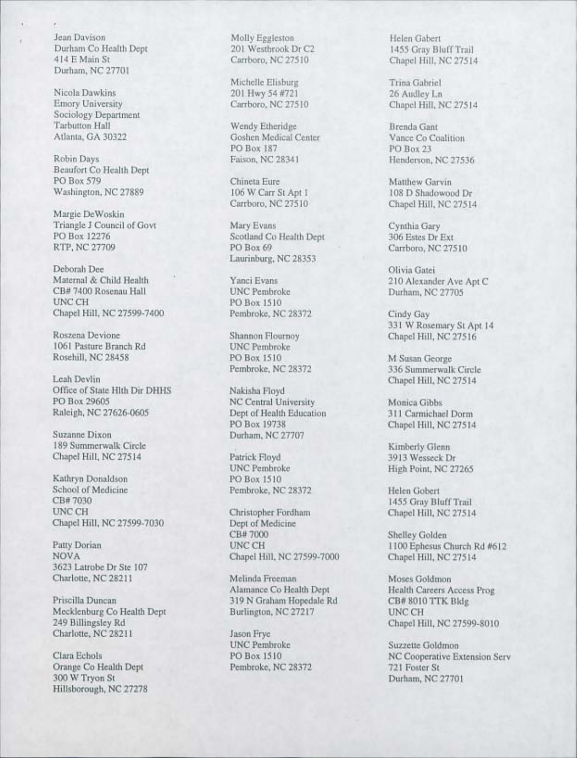Jean Davison
Durham Co Health Dept
414 E Main St
Durham, NC 27701

Nicola Dawkins
Emory University
Sociology Department
Tarbutton Hall
Atlanta, GA 30322

Robin Days
Beaufort Co Health Dept
PO Box 579
Washington, NC 27889

Margie DeWoskin
Triangle J Council of Govt
PO Box 12276
RTP, NC 27709

Deborah Dee
Maternal & Child Health
CB# 7400 Rosenau Hall
UNC CH
Chapel Hill, NC 27599-7400

Roszena Devione
1061 Pasture Branch Rd
Rosehill, NC 28458

Leah Devlin
Office of State Hlth Dir DHHS
PO Box 29605
Raleigh, NC 27626-0605

Suzanne Dixon
189 Summerwalk Circle
Chapel Hill, NC 27514

Kathryn Donaldson
School of Medicine
CB# 7030
UNC CH
Chapel Hill, NC 27599-7030

Patty Dorian
NOVA
3623 Latrobe Dr Ste 107
Charlotte, NC 28211

Priscilla Duncan
Mecklenburg Co Health Dept
249 Billingsley Rd
Charlotte, NC 28211

Clara Echols
Orange Co Health Dept
300 W Tryon St
Hillsborough, NC 27278

Molly Eggleston
201 Westbrook Dr C2
Carrboro, NC 27510

Michelle Elisburg
201 Hwy 54 #721
Carrboro, NC 27510

Wendy Etheridge
Goshen Medical Center
PO Box 187
Faison, NC 28341

Chineta Eure
106 W Carr St Apt 1
Carrboro, NC 27510

Mary Evans
Scotland Co Health Dept
PO Box 69
Laurinburg, NC 28353

Yanci Evans
UNC Pembroke
PO Box 1510
Pembroke, NC 28372

Shannon Flournoy
UNC Pembroke
PO Box 1510
Pembroke, NC 28372

Nakisha Floyd
NC Central University
Dept of Health Education
PO Box 19738
Durham, NC 27707

Patrick Floyd
UNC Pembroke
PO Box 1510
Pembroke, NC 28372

Christopher Fordham
Dept of Medicine
CB# 7000
UNC CH
Chapel Hill, NC 27599-7000

Melinda Freeman
Alamance Co Health Dept
319 N Graham Hopedale Rd
Burlington, NC 27217

Jason Frye
UNC Pembroke
PO Box 1510
Pembroke, NC 28372

Helen Gabert
1455 Gray Bluff Trail
Chapel Hill, NC 27514

Trina Gabriel
26 Audley Ln
Chapel Hill, NC 27514

Brenda Gant
Vance Co Coalition
PO Box 23
Henderson, NC 27536

Matthew Garvin
108 D Shadowood Dr
Chapel Hill, NC 27514

Cynthia Gary
306 Estes Dr Ext
Carrboro, NC 27510

Olivia Gatei
210 Alexander Ave Apt C
Durham, NC 27705

Cindy Gay
331 W Rosemary St Apt 14
Chapel Hill, NC 27516

M Susan George
336 Summerwalk Circle
Chapel Hill, NC 27514

Monica Gibbs
311 Carmichael Dorm
Chapel Hill, NC 27514

Kimberly Glenn
3913 Wesseck Dr
High Point, NC 27265

Helen Gobert
1455 Gray Bluff Trail
Chapel Hill, NC 27514

Shelley Golden
1100 Ephesus Church Rd #612
Chapel Hill, NC 27514

Moses Goldmon
Health Careers Access Prog
CB# 8010 TTK Bldg
UNC CH
Chapel Hill, NC 27599-8010

Suzzette Goldmon
NC Cooperative Extension Serv
721 Foster St
Durham, NC 27701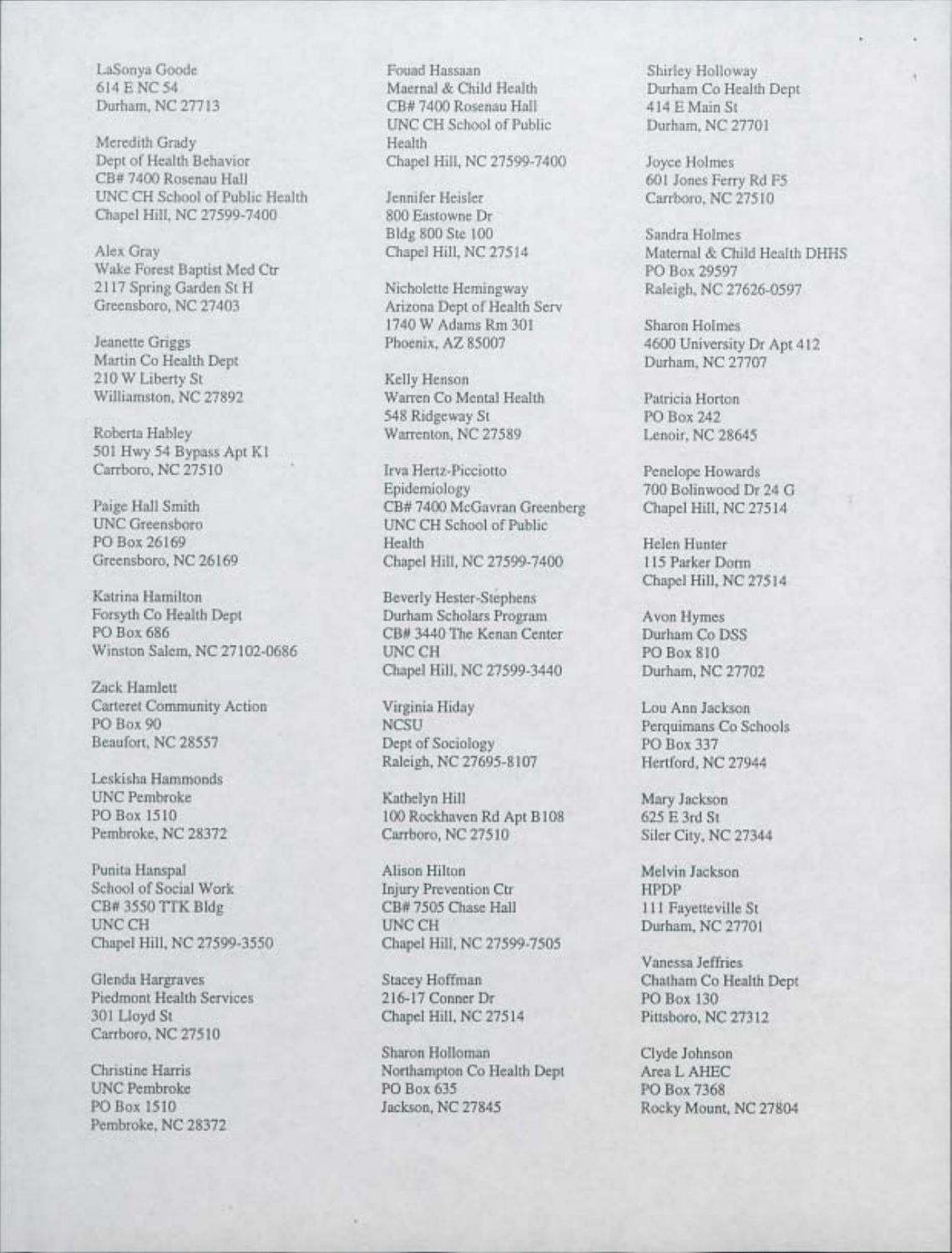LaSonya Goode
614 E NC 54
Durham, NC 27713

Meredith Grady
Dept of Health Behavior
CB# 7400 Rosenau Hall
UNC CH School of Public Health
Chapel Hill, NC 27599-7400

Alex Gray
Wake Forest Baptist Med Ctr
2117 Spring Garden St H
Greensboro, NC 27403

Jeanette Griggs
Martin Co Health Dept
210 W Liberty St
Williamston, NC 27892

Roberta Habley
501 Hwy 54 Bypass Apt K1
Carrboro, NC 27510

Paige Hall Smith
UNC Greensboro
PO Box 26169
Greensboro, NC 26169

Katrina Hamilton
Forsyth Co Health Dept
PO Box 686
Winston Salem, NC 27102-0686

Zack Hamlett
Carteret Community Action
PO Box 90
Beaufort, NC 28557

Leskisha Hammonds
UNC Pembroke
PO Box 1510
Pembroke, NC 28372

Punita Hanspal
School of Social Work
CB# 3550 TTK Bldg
UNC CH
Chapel Hill, NC 27599-3550

Glenda Hargraves
Piedmont Health Services
301 Lloyd St
Carrboro, NC 27510

Christine Harris
UNC Pembroke
PO Box 1510
Pembroke, NC 28372

Fouad Hassaan
Maernal & Child Health
CB# 7400 Rosenau Hall
UNC CH School of Public Health
Chapel Hill, NC 27599-7400

Jennifer Heisler
800 Eastowne Dr
Bldg 800 Ste 100
Chapel Hill, NC 27514

Nicholette Hemingway
Arizona Dept of Health Serv
1740 W Adams Rm 301
Phoenix, AZ 85007

Kelly Henson
Warren Co Mental Health
548 Ridgeway St
Warrenton, NC 27589

Irva Hertz-Picciotto
Epidemiology
CB# 7400 McGavran Greenberg
UNC CH School of Public Health
Chapel Hill, NC 27599-7400

Beverly Hester-Stephens
Durham Scholars Program
CB# 3440 The Kenan Center
UNC CH
Chapel Hill, NC 27599-3440

Virginia Hiday
NCSU
Dept of Sociology
Raleigh, NC 27695-8107

Kathelyn Hill
100 Rockhaven Rd Apt B108
Carrboro, NC 27510

Alison Hilton
Injury Prevention Ctr
CB# 7505 Chase Hall
UNC CH
Chapel Hill, NC 27599-7505

Stacey Hoffman
216-17 Conner Dr
Chapel Hill, NC 27514

Sharon Holloman
Northampton Co Health Dept
PO Box 635
Jackson, NC 27845

Shirley Holloway
Durham Co Health Dept
414 E Main St
Durham, NC 27701

Joyce Holmes
601 Jones Ferry Rd F5
Carrboro, NC 27510

Sandra Holmes
Maternal & Child Health DHHS
PO Box 29597
Raleigh, NC 27626-0597

Sharon Holmes
4600 University Dr Apt 412
Durham, NC 27707

Patricia Horton
PO Box 242
Lenoir, NC 28645

Penelope Howards
700 Bolinwood Dr 24 G
Chapel Hill, NC 27514

Helen Hunter
115 Parker Dorm
Chapel Hill, NC 27514

Avon Hymes
Durham Co DSS
PO Box 810
Durham, NC 27702

Lou Ann Jackson
Perquimans Co Schools
PO Box 337
Hertford, NC 27944

Mary Jackson
625 E 3rd St
Siler City, NC 27344

Melvin Jackson
HPDP
111 Fayetteville St
Durham, NC 27701

Vanessa Jeffries
Chatham Co Health Dept
PO Box 130
Pittsboro, NC 27312

Clyde Johnson
Area L AHEC
PO Box 7368
Rocky Mount, NC 27804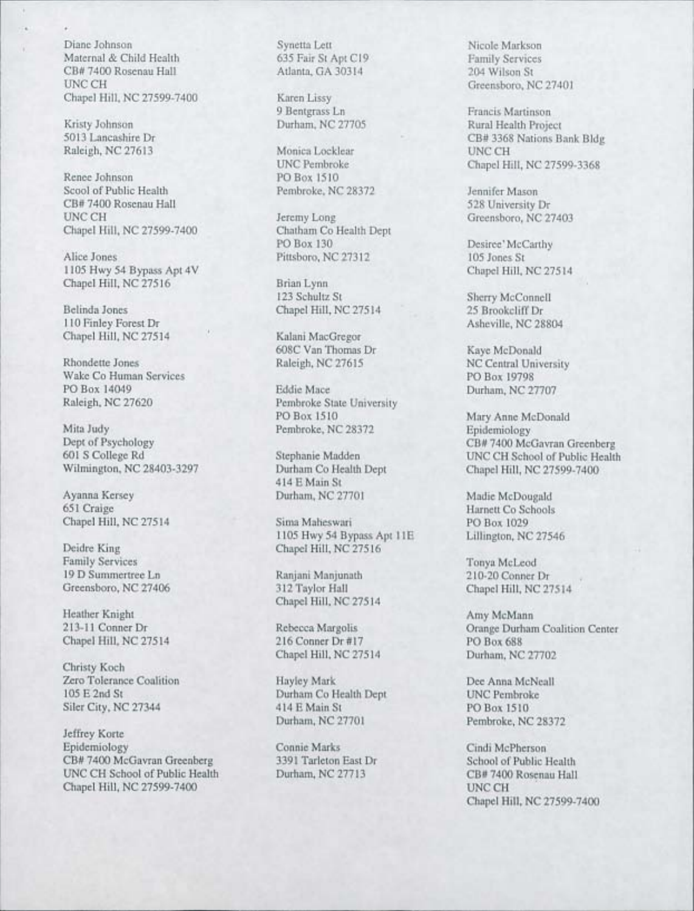Diane Johnson
Maternal & Child Health
CB# 7400 Rosenau Hall
UNC CH
Chapel Hill, NC 27599-7400

Kristy Johnson
5013 Lancashire Dr
Raleigh, NC 27613

Renee Johnson
Scool of Public Health
CB# 7400 Rosenau Hall
UNC CH
Chapel Hill, NC 27599-7400

Alice Jones
1105 Hwy 54 Bypass Apt 4V
Chapel Hill, NC 27516

Belinda Jones
110 Finley Forest Dr
Chapel Hill, NC 27514

Rhondette Jones
Wake Co Human Services
PO Box 14049
Raleigh, NC 27620

Mita Judy
Dept of Psychology
601 S College Rd
Wilmington, NC 28403-3297

Ayanna Kersey
651 Craige
Chapel Hill, NC 27514

Deidre King
Family Services
19 D Summertree Ln
Greensboro, NC 27406

Heather Knight
213-11 Conner Dr
Chapel Hill, NC 27514

Christy Koch
Zero Tolerance Coalition
105 E 2nd St
Siler City, NC 27344

Jeffrey Korte
Epidemiology
CB# 7400 McGavran Greenberg
UNC CH School of Public Health
Chapel Hill, NC 27599-7400

Synetta Lett
635 Fair St Apt C19
Atlanta, GA 30314

Karen Lissy
9 Bentgrass Ln
Durham, NC 27705

Monica Locklear
UNC Pembroke
PO Box 1510
Pembroke, NC 28372

Jeremy Long
Chatham Co Health Dept
PO Box 130
Pittsboro, NC 27312

Brian Lynn
123 Schultz St
Chapel Hill, NC 27514

Kalani MacGregor
608C Van Thomas Dr
Raleigh, NC 27615

Eddie Mace
Pembroke State University
PO Box 1510
Pembroke, NC 28372

Stephanie Madden
Durham Co Health Dept
414 E Main St
Durham, NC 27701

Sima Maheswari
1105 Hwy 54 Bypass Apt 11E
Chapel Hill, NC 27516

Ranjani Manjunath
312 Taylor Hall
Chapel Hill, NC 27514

Rebecca Margolis
216 Conner Dr #17
Chapel Hill, NC 27514

Hayley Mark
Durham Co Health Dept
414 E Main St
Durham, NC 27701

Connie Marks
3391 Tarleton East Dr
Durham, NC 27713

Nicole Markson
Family Services
204 Wilson St
Greensboro, NC 27401

Francis Martinson
Rural Health Project
CB# 3368 Nations Bank Bldg
UNC CH
Chapel Hill, NC 27599-3368

Jennifer Mason
528 University Dr
Greensboro, NC 27403

Desiree' McCarthy
105 Jones St
Chapel Hill, NC 27514

Sherry McConnell
25 Brookcliff Dr
Asheville, NC 28804

Kaye McDonald
NC Central University
PO Box 19798
Durham, NC 27707

Mary Anne McDonald
Epidemiology
CB# 7400 McGavran Greenberg
UNC CH School of Public Health
Chapel Hill, NC 27599-7400

Madie McDougald
Harnett Co Schools
PO Box 1029
Lillington, NC 27546

Tonya McLeod
210-20 Conner Dr
Chapel Hill, NC 27514

Amy McMann
Orange Durham Coalition Center
PO Box 688
Durham, NC 27702

Dee Anna McNeall
UNC Pembroke
PO Box 1510
Pembroke, NC 28372

Cindi McPherson
School of Public Health
CB# 7400 Rosenau Hall
UNC CH
Chapel Hill, NC 27599-7400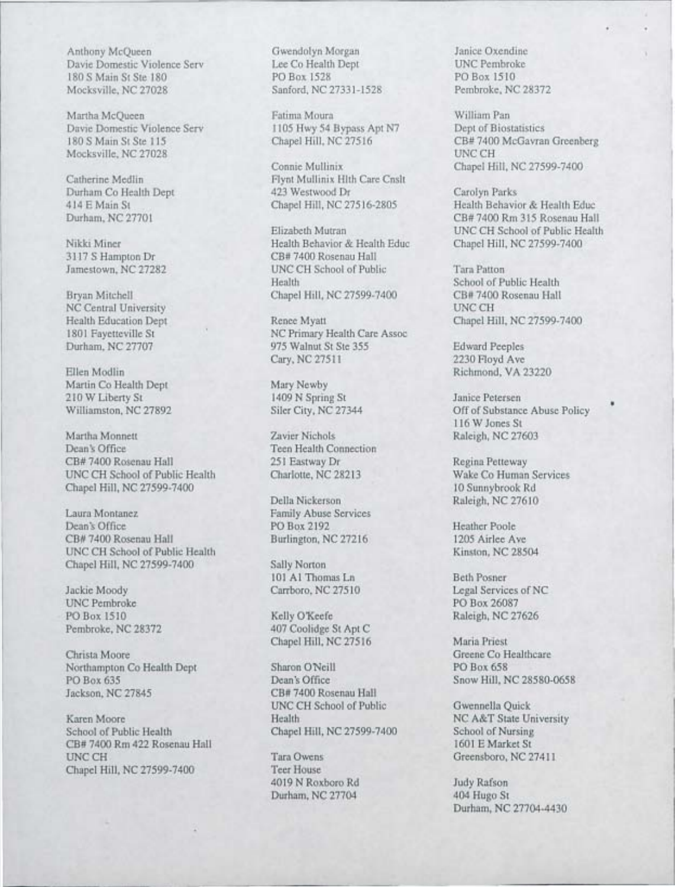Anthony McQueen
Davie Domestic Violence Serv
180 S Main St Ste 180
Mocksville, NC 27028

Martha McQueen
Davie Domestic Violence Serv
180 S Main St Ste 115
Mocksville, NC 27028

Catherine Medlin
Durham Co Health Dept
414 E Main St
Durham, NC 27701

Nikki Miner
3117 S Hampton Dr
Jamestown, NC 27282

Bryan Mitchell
NC Central University
Health Education Dept
1801 Fayetteville St
Durham, NC 27707

Ellen Modlin
Martin Co Health Dept
210 W Liberty St
Williamston, NC 27892

Martha Monnett
Dean's Office
CB# 7400 Rosenau Hall
UNC CH School of Public Health
Chapel Hill, NC 27599-7400

Laura Montanez
Dean's Office
CB# 7400 Rosenau Hall
UNC CH School of Public Health
Chapel Hill, NC 27599-7400

Jackie Moody
UNC Pembroke
PO Box 1510
Pembroke, NC 28372

Christa Moore
Northampton Co Health Dept
PO Box 635
Jackson, NC 27845

Karen Moore
School of Public Health
CB# 7400 Rm 422 Rosenau Hall
UNC CH
Chapel Hill, NC 27599-7400

Gwendolyn Morgan
Lee Co Health Dept
PO Box 1528
Sanford, NC 27331-1528

Fatima Moura
1105 Hwy 54 Bypass Apt N7
Chapel Hill, NC 27516

Connie Mullinix
Flynt Mullinix Hlth Care Cnslt
423 Westwood Dr
Chapel Hill, NC 27516-2805

Elizabeth Mutran
Health Behavior & Health Educ
CB# 7400 Rosenau Hall
UNC CH School of Public Health
Chapel Hill, NC 27599-7400

Renee Myatt
NC Primary Health Care Assoc
975 Walnut St Ste 355
Cary, NC 27511

Mary Newby
1409 N Spring St
Siler City, NC 27344

Zavier Nichols
Teen Health Connection
251 Eastway Dr
Charlotte, NC 28213

Della Nickerson
Family Abuse Services
PO Box 2192
Burlington, NC 27216

Sally Norton
101 Al Thomas Ln
Carrboro, NC 27510

Kelly O'Keefe
407 Coolidge St Apt C
Chapel Hill, NC 27516

Sharon O'Neill
Dean's Office
CB# 7400 Rosenau Hall
UNC CH School of Public Health
Chapel Hill, NC 27599-7400

Tara Owens
Teer House
4019 N Roxboro Rd
Durham, NC 27704

Janice Oxendine
UNC Pembroke
PO Box 1510
Pembroke, NC 28372

William Pan
Dept of Biostatistics
CB# 7400 McGavran Greenberg
UNC CH
Chapel Hill, NC 27599-7400

Carolyn Parks
Health Behavior & Health Educ
CB# 7400 Rm 315 Rosenau Hall
UNC CH School of Public Health
Chapel Hill, NC 27599-7400

Tara Patton
School of Public Health
CB# 7400 Rosenau Hall
UNC CH
Chapel Hill, NC 27599-7400

Edward Peeples
2230 Floyd Ave
Richmond, VA 23220

Janice Petersen
Off of Substance Abuse Policy
116 W Jones St
Raleigh, NC 27603

Regina Petteway
Wake Co Human Services
10 Sunnybrook Rd
Raleigh, NC 27610

Heather Poole
1205 Airlee Ave
Kinston, NC 28504

Beth Posner
Legal Services of NC
PO Box 26087
Raleigh, NC 27626

Maria Priest
Greene Co Healthcare
PO Box 658
Snow Hill, NC 28580-0658

Gwennella Quick
NC A&T State University
School of Nursing
1601 E Market St
Greensboro, NC 27411

Judy Rafson
404 Hugo St
Durham, NC 27704-4430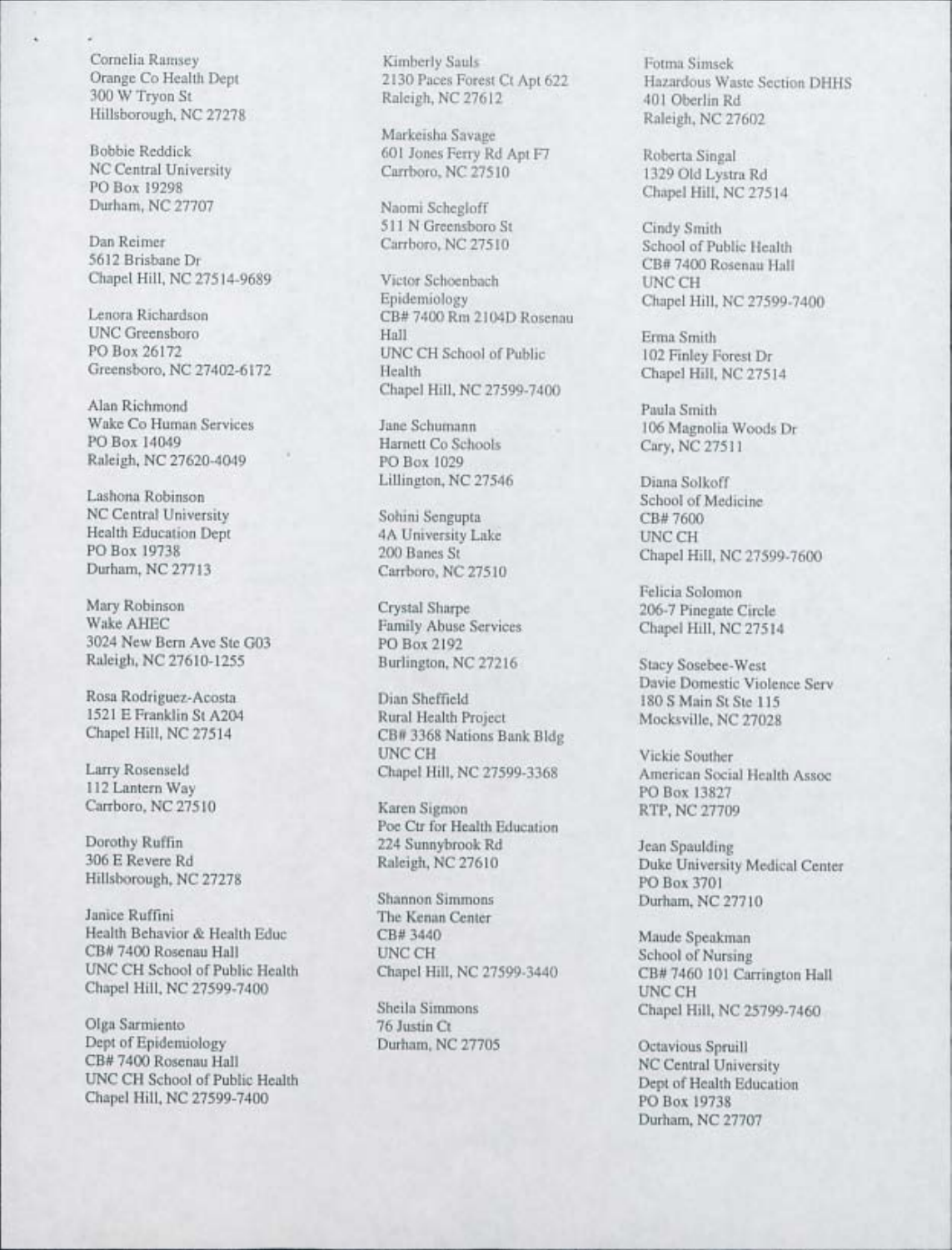Cornelia Ramsey
Orange Co Health Dept
300 W Tryon St
Hillsborough, NC 27278

Bobbie Reddick
NC Central University
PO Box 19298
Durham, NC 27707

Dan Reimer
5612 Brisbane Dr
Chapel Hill, NC 27514-9689

Lenora Richardson
UNC Greensboro
PO Box 26172
Greensboro, NC 27402-6172

Alan Richmond
Wake Co Human Services
PO Box 14049
Raleigh, NC 27620-4049

Lashona Robinson
NC Central University
Health Education Dept
PO Box 19738
Durham, NC 27713

Mary Robinson
Wake AHEC
3024 New Bern Ave Ste G03
Raleigh, NC 27610-1255

Rosa Rodriguez-Acosta
1521 E Franklin St A204
Chapel Hill, NC 27514

Larry Rosenseld
112 Lantern Way
Carrboro, NC 27510

Dorothy Ruffin
306 E Revere Rd
Hillsborough, NC 27278

Janice Ruffini
Health Behavior & Health Educ
CB# 7400 Rosenau Hall
UNC CH School of Public Health
Chapel Hill, NC 27599-7400

Olga Sarmiento
Dept of Epidemiology
CB# 7400 Rosenau Hall
UNC CH School of Public Health
Chapel Hill, NC 27599-7400

Kimberly Sauls
2130 Paces Forest Ct Apt 622
Raleigh, NC 27612

Markeisha Savage
601 Jones Ferry Rd Apt F7
Carrboro, NC 27510

Naomi Schegloff
511 N Greensboro St
Carrboro, NC 27510

Victor Schoenbach
Epidemiology
CB# 7400 Rm 2104D Rosenau Hall
UNC CH School of Public Health
Chapel Hill, NC 27599-7400

Jane Schumann
Harnett Co Schools
PO Box 1029
Lillington, NC 27546

Sohini Sengupta
4A University Lake
200 Banes St
Carrboro, NC 27510

Crystal Sharpe
Family Abuse Services
PO Box 2192
Burlington, NC 27216

Dian Sheffield
Rural Health Project
CB# 3368 Nations Bank Bldg
UNC CH
Chapel Hill, NC 27599-3368

Karen Sigmon
Poe Ctr for Health Education
224 Sunnybrook Rd
Raleigh, NC 27610

Shannon Simmons
The Kenan Center
CB# 3440
UNC CH
Chapel Hill, NC 27599-3440

Sheila Simmons
76 Justin Ct
Durham, NC 27705

Fotma Simsek
Hazardous Waste Section DHHS
401 Oberlin Rd
Raleigh, NC 27602

Roberta Singal
1329 Old Lystra Rd
Chapel Hill, NC 27514

Cindy Smith
School of Public Health
CB# 7400 Rosenau Hall
UNC CH
Chapel Hill, NC 27599-7400

Erma Smith
102 Finley Forest Dr
Chapel Hill, NC 27514

Paula Smith
106 Magnolia Woods Dr
Cary, NC 27511

Diana Solkoff
School of Medicine
CB# 7600
UNC CH
Chapel Hill, NC 27599-7600

Felicia Solomon
206-7 Pinegate Circle
Chapel Hill, NC 27514

Stacy Sosebee-West
Davie Domestic Violence Serv
180 S Main St Ste 115
Mocksville, NC 27028

Vickie Souther
American Social Health Assoc
PO Box 13827
RTP, NC 27709

Jean Spaulding
Duke University Medical Center
PO Box 3701
Durham, NC 27710

Maude Speakman
School of Nursing
CB# 7460 101 Carrington Hall
UNC CH
Chapel Hill, NC 25799-7460

Octavious Spruill
NC Central University
Dept of Health Education
PO Box 19738
Durham, NC 27707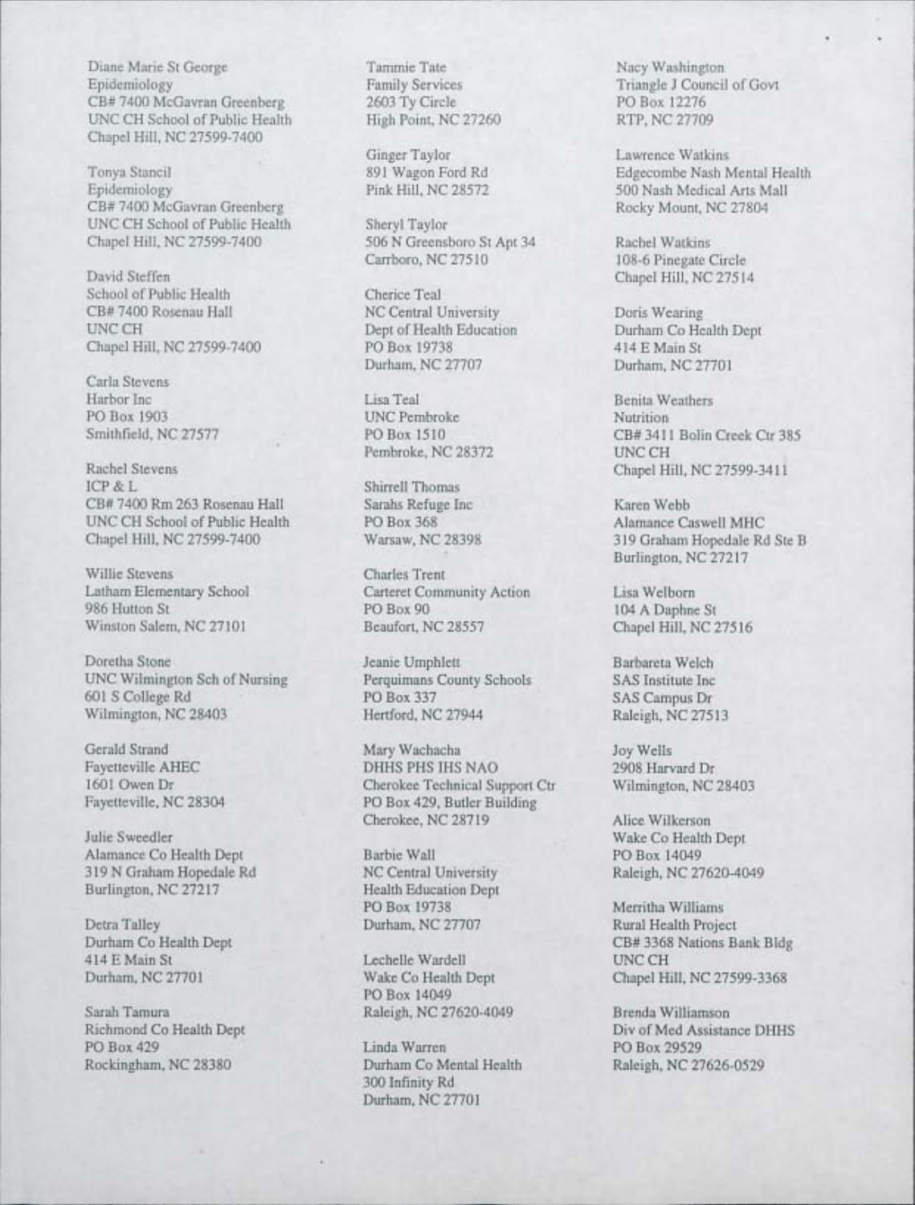Diane Marie St George
Epidemiology
CB# 7400 McGavran Greenberg
UNC CH School of Public Health
Chapel Hill, NC 27599-7400

Tonya Stancil
Epidemiology
CB# 7400 McGavran Greenberg
UNC CH School of Public Health
Chapel Hill, NC 27599-7400

David Steffen
School of Public Health
CB# 7400 Rosenau Hall
UNC CH
Chapel Hill, NC 27599-7400

Carla Stevens
Harbor Inc
PO Box 1903
Smithfield, NC 27577

Rachel Stevens
ICP & L
CB# 7400 Rm 263 Rosenau Hall
UNC CH School of Public Health
Chapel Hill, NC 27599-7400

Willie Stevens
Latham Elementary School
986 Hutton St
Winston Salem, NC 27101

Doretha Stone
UNC Wilmington Sch of Nursing
601 S College Rd
Wilmington, NC 28403

Gerald Strand
Fayetteville AHEC
1601 Owen Dr
Fayetteville, NC 28304

Julie Sweedler
Alamance Co Health Dept
319 N Graham Hopedale Rd
Burlington, NC 27217

Detra Talley
Durham Co Health Dept
414 E Main St
Durham, NC 27701

Sarah Tamura
Richmond Co Health Dept
PO Box 429
Rockingham, NC 28380

Tammie Tate
Family Services
2603 Ty Circle
High Point, NC 27260

Ginger Taylor
891 Wagon Ford Rd
Pink Hill, NC 28572

Sheryl Taylor
506 N Greensboro St Apt 34
Carrboro, NC 27510

Cherice Teal
NC Central University
Dept of Health Education
PO Box 19738
Durham, NC 27707

Lisa Teal
UNC Pembroke
PO Box 1510
Pembroke, NC 28372

Shirrell Thomas
Sarahs Refuge Inc
PO Box 368
Warsaw, NC 28398

Charles Trent
Carteret Community Action
PO Box 90
Beaufort, NC 28557

Jeanie Umphlett
Perquimans County Schools
PO Box 337
Hertford, NC 27944

Mary Wachacha
DHHS PHS IHS NAO
Cherokee Technical Support Ctr
PO Box 429, Butler Building
Cherokee, NC 28719

Barbie Wall
NC Central University
Health Education Dept
PO Box 19738
Durham, NC 27707

Lechelle Wardell
Wake Co Health Dept
PO Box 14049
Raleigh, NC 27620-4049

Linda Warren
Durham Co Mental Health
300 Infinity Rd
Durham, NC 27701

Nacy Washington
Triangle J Council of Govt
PO Box 12276
RTP, NC 27709

Lawrence Watkins
Edgecombe Nash Mental Health
500 Nash Medical Arts Mall
Rocky Mount, NC 27804

Rachel Watkins
108-6 Pinegate Circle
Chapel Hill, NC 27514

Doris Wearing
Durham Co Health Dept
414 E Main St
Durham, NC 27701

Benita Weathers
Nutrition
CB# 3411 Bolin Creek Ctr 385
UNC CH
Chapel Hill, NC 27599-3411

Karen Webb
Alamance Caswell MHC
319 Graham Hopedale Rd Ste B
Burlington, NC 27217

Lisa Welborn
104 A Daphne St
Chapel Hill, NC 27516

Barbareta Welch
SAS Institute Inc
SAS Campus Dr
Raleigh, NC 27513

Joy Wells
2908 Harvard Dr
Wilmington, NC 28403

Alice Wilkerson
Wake Co Health Dept
PO Box 14049
Raleigh, NC 27620-4049

Merritha Williams
Rural Health Project
CB# 3368 Nations Bank Bldg
UNC CH
Chapel Hill, NC 27599-3368

Brenda Williamson
Div of Med Assistance DHHS
PO Box 29529
Raleigh, NC 27626-0529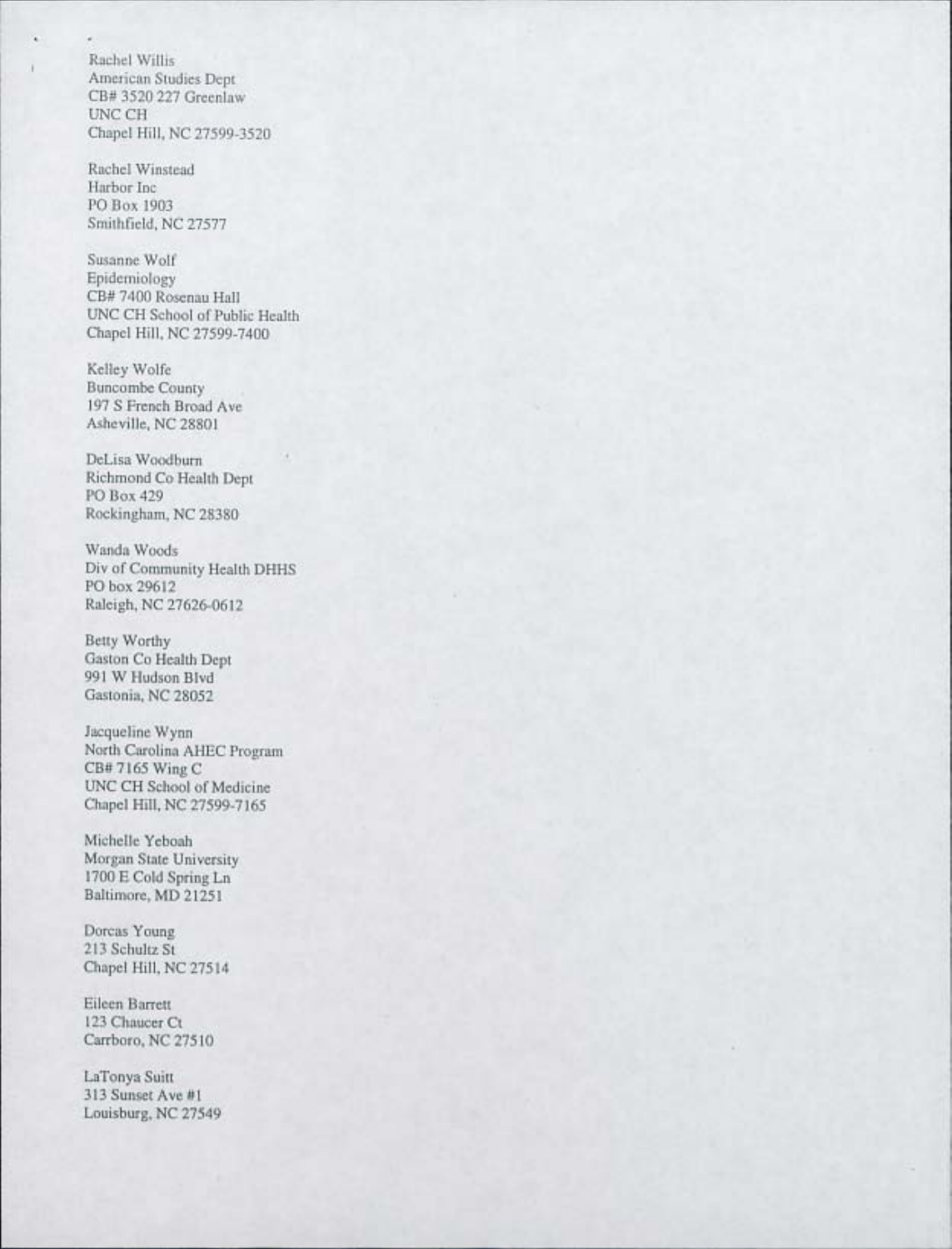Rachel Willis
American Studies Dept
CB# 3520 227 Greenlaw
UNC CH
Chapel Hill, NC 27599-3520

Rachel Winstead
Harbor Inc
PO Box 1903
Smithfield, NC 27577

Susanne Wolf
Epidemiology
CB# 7400 Rosenau Hall
UNC CH School of Public Health
Chapel Hill, NC 27599-7400

Kelley Wolfe
Buncombe County
197 S French Broad Ave
Asheville, NC 28801

DeLisa Woodburn
Richmond Co Health Dept
PO Box 429
Rockingham, NC 28380

Wanda Woods
Div of Community Health DHHS
PO box 29612
Raleigh, NC 27626-0612

Betty Worthy
Gaston Co Health Dept
991 W Hudson Blvd
Gastonia, NC 28052

Jacqueline Wynn
North Carolina AHEC Program
CB# 7165 Wing C
UNC CH School of Medicine
Chapel Hill, NC 27599-7165

Michelle Yeboah
Morgan State University
1700 E Cold Spring Ln
Baltimore, MD 21251

Dorcas Young
213 Schultz St
Chapel Hill, NC 27514

Eileen Barrett
123 Chaucer Ct
Carrboro, NC 27510

LaTonya Suitt
313 Sunset Ave #1
Louisburg, NC 27549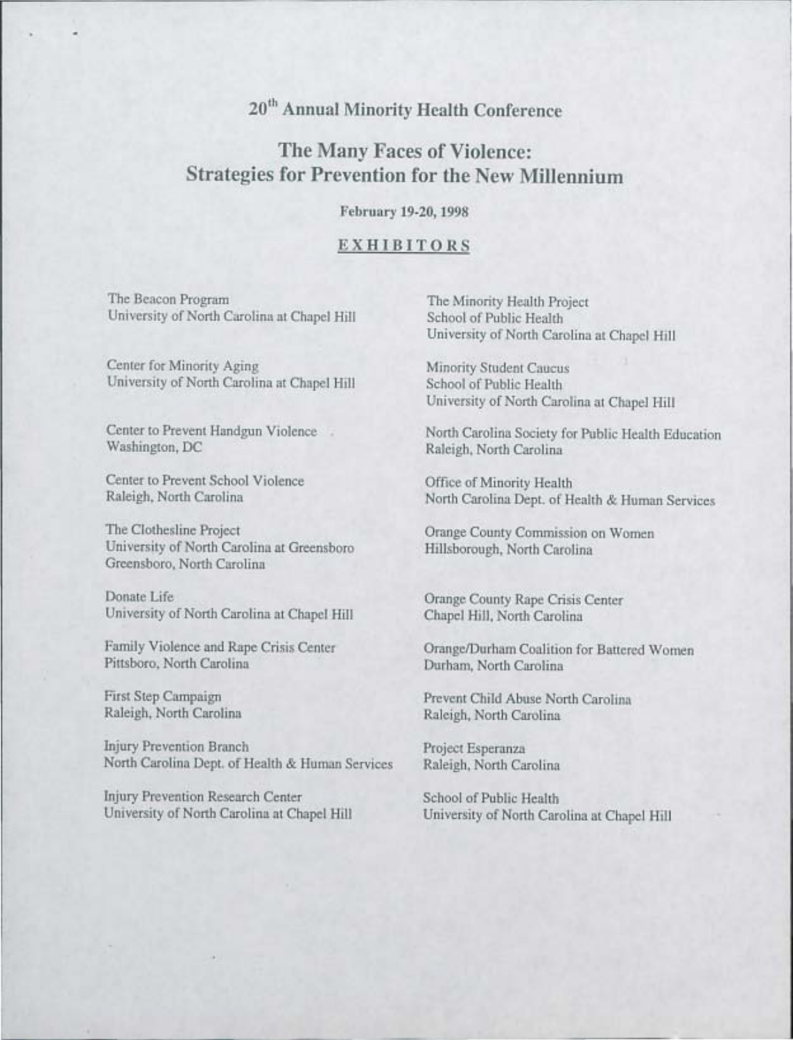## 20th Annual Minority Health Conference

# The Many Faces of Violence: Strategies for Prevention for the New Millennium

**February 19-20, 1998**

## EXHIBITORS

The Beacon Program
University of North Carolina at Chapel Hill

Center for Minority Aging
University of North Carolina at Chapel Hill

Center to Prevent Handgun Violence
Washington, DC

Center to Prevent School Violence
Raleigh, North Carolina

The Clothesline Project
University of North Carolina at Greensboro
Greensboro, North Carolina

Donate Life
University of North Carolina at Chapel Hill

Family Violence and Rape Crisis Center
Pittsboro, North Carolina

First Step Campaign
Raleigh, North Carolina

Injury Prevention Branch
North Carolina Dept. of Health & Human Services

Injury Prevention Research Center
University of North Carolina at Chapel Hill

The Minority Health Project
School of Public Health
University of North Carolina at Chapel Hill

Minority Student Caucus
School of Public Health
University of North Carolina at Chapel Hill

North Carolina Society for Public Health Education
Raleigh, North Carolina

Office of Minority Health
North Carolina Dept. of Health & Human Services

Orange County Commission on Women
Hillsborough, North Carolina

Orange County Rape Crisis Center
Chapel Hill, North Carolina

Orange/Durham Coalition for Battered Women
Durham, North Carolina

Prevent Child Abuse North Carolina
Raleigh, North Carolina

Project Esperanza
Raleigh, North Carolina

School of Public Health
University of North Carolina at Chapel Hill